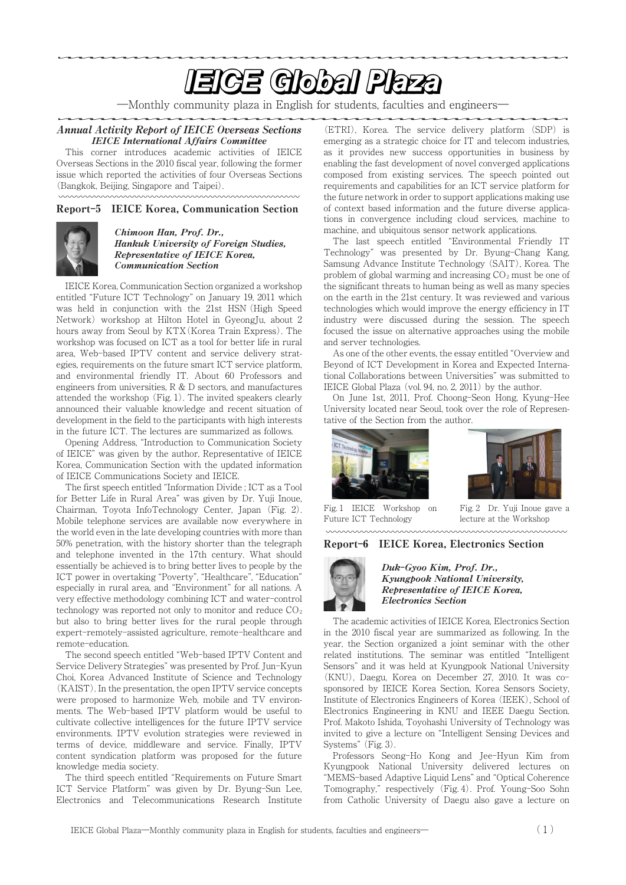# IEICE Global Plaza

—Monthly community plaza in English for students, faculties and engineers—

### *Annual Activity Report of IEICE Overseas Sections*
***IEICE International Affairs Committee***

This corner introduces academic activities of IEICE Overseas Sections in the 2010 fiscal year, following the former issue which reported the activities of four Overseas Sections (Bangkok, Beijing, Singapore and Taipei).

## Report-5 IEICE Korea, Communication Section

***Chimoon Han, Prof. Dr., Hankuk University of Foreign Studies, Representative of IEICE Korea, Communication Section***

IEICE Korea, Communication Section organized a workshop entitled "Future ICT Technology" on January 19, 2011 which was held in conjunction with the 21st HSN (High Speed Network) workshop at Hilton Hotel in GyeongJu, about 2 hours away from Seoul by KTX (Korea Train Express). The workshop was focused on ICT as a tool for better life in rural area, Web-based IPTV content and service delivery strategies, requirements on the future smart ICT service platform, and environmental friendly IT. About 60 Professors and engineers from universities, R & D sectors, and manufactures attended the workshop (Fig. 1). The invited speakers clearly announced their valuable knowledge and recent situation of development in the field to the participants with high interests in the future ICT. The lectures are summarized as follows.

Opening Address, "Introduction to Communication Society of IEICE" was given by the author, Representative of IEICE Korea, Communication Section with the updated information of IEICE Communications Society and IEICE.

The first speech entitled "Information Divide ; ICT as a Tool for Better Life in Rural Area" was given by Dr. Yuji Inoue, Chairman, Toyota InfoTechnology Center, Japan (Fig. 2). Mobile telephone services are available now everywhere in the world even in the late developing countries with more than 50% penetration, with the history shorter than the telegraph and telephone invented in the 17th century. What should essentially be achieved is to bring better lives to people by the ICT power in overtaking "Poverty", "Healthcare", "Education" especially in rural area, and "Environment" for all nations. A very effective methodology combining ICT and water-control technology was reported not only to monitor and reduce $CO_2$ but also to bring better lives for the rural people through expert-remotely-assisted agriculture, remote-healthcare and remote-education.

The second speech entitled "Web-based IPTV Content and Service Delivery Strategies" was presented by Prof. Jun-Kyun Choi, Korea Advanced Institute of Science and Technology (KAIST). In the presentation, the open IPTV service concepts were proposed to harmonize Web, mobile and TV environments. The Web-based IPTV platform would be useful to cultivate collective intelligences for the future IPTV service environments. IPTV evolution strategies were reviewed in terms of device, middleware and service. Finally, IPTV content syndication platform was proposed for the future knowledge media society.

The third speech entitled "Requirements on Future Smart ICT Service Platform" was given by Dr. Byung-Sun Lee, Electronics and Telecommunications Research Institute (ETRI), Korea. The service delivery platform (SDP) is emerging as a strategic choice for IT and telecom industries, as it provides new success opportunities in business by enabling the fast development of novel converged applications composed from existing services. The speech pointed out requirements and capabilities for an ICT service platform for the future network in order to support applications making use of context based information and the future diverse applications in convergence including cloud services, machine to machine, and ubiquitous sensor network applications.

The last speech entitled "Environmental Friendly IT Technology" was presented by Dr. Byung-Chang Kang, Samsung Advance Institute Technology (SAIT), Korea. The problem of global warming and increasing $CO_2$ must be one of the significant threats to human being as well as many species on the earth in the 21st century. It was reviewed and various technologies which would improve the energy efficiency in IT industry were discussed during the session. The speech focused the issue on alternative approaches using the mobile and server technologies.

As one of the other events, the essay entitled "Overview and Beyond of ICT Development in Korea and Expected International Collaborations between Universities" was submitted to IEICE Global Plaza (vol. 94, no. 2, 2011) by the author.

On June 1st, 2011, Prof. Choong-Seon Hong, Kyung-Hee University located near Seoul, took over the role of Representative of the Section from the author.

Fig. 1 IEICE Workshop on Future ICT Technology

Fig. 2 Dr. Yuji Inoue gave a lecture at the Workshop

## Report-6 IEICE Korea, Electronics Section

***Duk-Gyoo Kim, Prof. Dr., Kyungpook National University, Representative of IEICE Korea, Electronics Section***

The academic activities of IEICE Korea, Electronics Section in the 2010 fiscal year are summarized as following. In the year, the Section organized a joint seminar with the other related institutions. The seminar was entitled "Intelligent Sensors" and it was held at Kyungpook National University (KNU), Daegu, Korea on December 27, 2010. It was co-sponsored by IEICE Korea Section, Korea Sensors Society, Institute of Electronics Engineers of Korea (IEEK), School of Electronics Engineering in KNU and IEEE Daegu Section. Prof. Makoto Ishida, Toyohashi University of Technology was invited to give a lecture on "Intelligent Sensing Devices and Systems" (Fig. 3).

Professors Seong-Ho Kong and Jee-Hyun Kim from Kyungpook National University delivered lectures on "MEMS-based Adaptive Liquid Lens" and "Optical Coherence Tomography," respectively (Fig. 4). Prof. Young-Soo Sohn from Catholic University of Daegu also gave a lecture on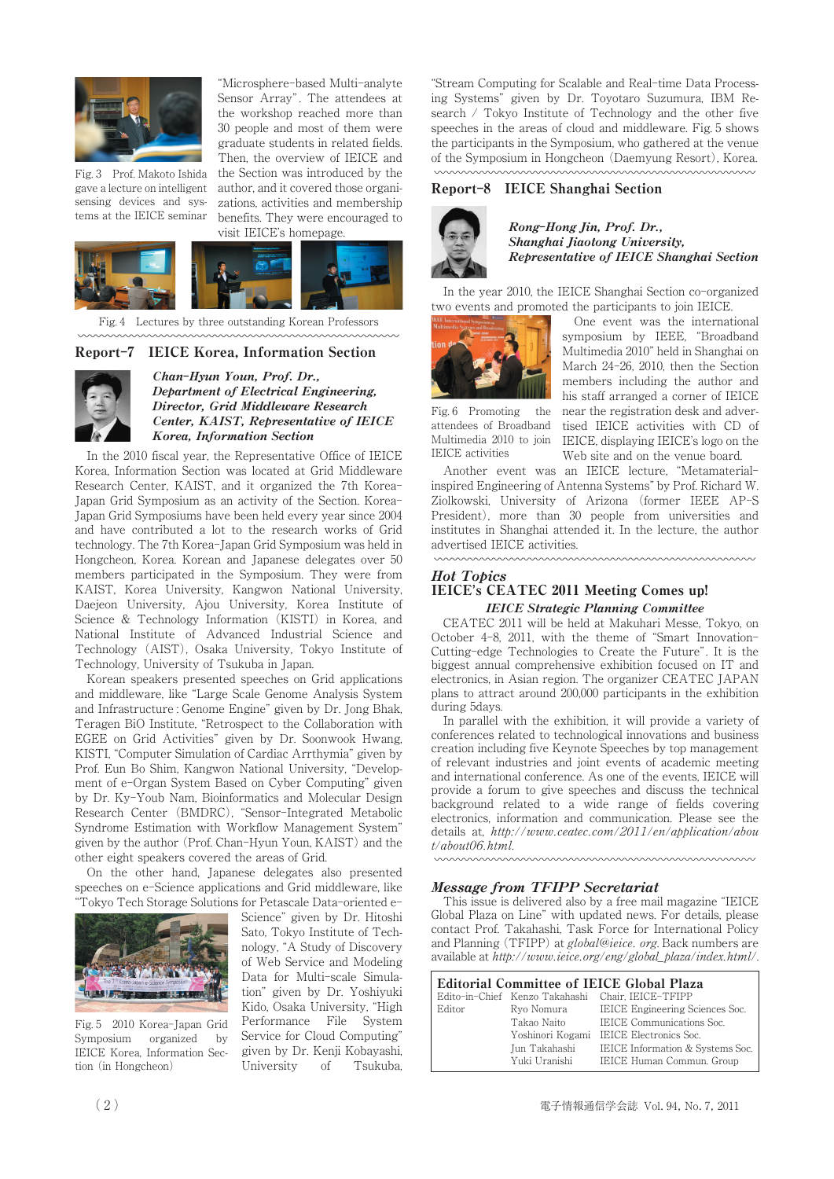"Microsphere-based Multi-analyte Sensor Array". The attendees at the workshop reached more than 30 people and most of them were graduate students in related fields. Then, the overview of IEICE and the Section was introduced by the author, and it covered those organizations, activities and membership benefits. They were encouraged to visit IEICE's homepage.

Fig. 3 Prof. Makoto Ishida gave a lecture on intelligent sensing devices and systems at the IEICE seminar

Fig. 4 Lectures by three outstanding Korean Professors

## Report-7 IEICE Korea, Information Section

***Chan-Hyun Youn, Prof. Dr., Department of Electrical Engineering, Director, Grid Middleware Research Center, KAIST, Representative of IEICE Korea, Information Section***

In the 2010 fiscal year, the Representative Office of IEICE Korea, Information Section was located at Grid Middleware Research Center, KAIST, and it organized the 7th Korea-Japan Grid Symposium as an activity of the Section. Korea-Japan Grid Symposiums have been held every year since 2004 and have contributed a lot to the research works of Grid technology. The 7th Korea-Japan Grid Symposium was held in Hongcheon, Korea. Korean and Japanese delegates over 50 members participated in the Symposium. They were from KAIST, Korea University, Kangwon National University, Daejeon University, Ajou University, Korea Institute of Science & Technology Information (KISTI) in Korea, and National Institute of Advanced Industrial Science and Technology (AIST), Osaka University, Tokyo Institute of Technology, University of Tsukuba in Japan.

Korean speakers presented speeches on Grid applications and middleware, like "Large Scale Genome Analysis System and Infrastructure : Genome Engine" given by Dr. Jong Bhak, Teragen BiO Institute, "Retrospect to the Collaboration with EGEE on Grid Activities" given by Dr. Soonwook Hwang, KISTI, "Computer Simulation of Cardiac Arrthymia" given by Prof. Eun Bo Shim, Kangwon National University, "Development of e-Organ System Based on Cyber Computing" given by Dr. Ky-Youb Nam, Bioinformatics and Molecular Design Research Center (BMDRC), "Sensor-Integrated Metabolic Syndrome Estimation with Workflow Management System" given by the author (Prof. Chan-Hyun Youn, KAIST) and the other eight speakers covered the areas of Grid.

On the other hand, Japanese delegates also presented speeches on e-Science applications and Grid middleware, like "Tokyo Tech Storage Solutions for Petascale Data-oriented e-Science" given by Dr. Hitoshi Sato, Tokyo Institute of Technology, "A Study of Discovery of Web Service and Modeling Data for Multi-scale Simulation" given by Dr. Yoshiyuki Kido, Osaka University, "High Performance File System Service for Cloud Computing" given by Dr. Kenji Kobayashi, University of Tsukuba, "Stream Computing for Scalable and Real-time Data Processing Systems" given by Dr. Toyotaro Suzumura, IBM Research / Tokyo Institute of Technology and the other five speeches in the areas of cloud and middleware. Fig. 5 shows the participants in the Symposium, who gathered at the venue of the Symposium in Hongcheon (Daemyung Resort), Korea.

Fig. 5 2010 Korea-Japan Grid Symposium organized by IEICE Korea, Information Section (in Hongcheon)

## Report-8 IEICE Shanghai Section

***Rong-Hong Jin, Prof. Dr., Shanghai Jiaotong University, Representative of IEICE Shanghai Section***

In the year 2010, the IEICE Shanghai Section co-organized two events and promoted the participants to join IEICE.

One event was the international symposium by IEEE, "Broadband Multimedia 2010" held in Shanghai on March 24-26, 2010, then the Section members including the author and his staff arranged a corner of IEICE near the registration desk and advertised IEICE activities with CD of IEICE, displaying IEICE's logo on the Web site and on the venue board.

Fig. 6 Promoting the attendees of Broadband Multimedia 2010 to join IEICE activities

Another event was an IEICE lecture, "Metamaterial-inspired Engineering of Antenna Systems" by Prof. Richard W. Ziolkowski, University of Arizona (former IEEE AP-S President), more than 30 people from universities and institutes in Shanghai attended it. In the lecture, the author advertised IEICE activities.

## *Hot Topics*
## IEICE's CEATEC 2011 Meeting Comes up!

***IEICE Strategic Planning Committee***

CEATEC 2011 will be held at Makuhari Messe, Tokyo, on October 4-8, 2011, with the theme of "Smart Innovation-Cutting-edge Technologies to Create the Future". It is the biggest annual comprehensive exhibition focused on IT and electronics, in Asian region. The organizer CEATEC JAPAN plans to attract around 200,000 participants in the exhibition during 5days.

In parallel with the exhibition, it will provide a variety of conferences related to technological innovations and business creation including five Keynote Speeches by top management of relevant industries and joint events of academic meeting and international conference. As one of the events, IEICE will provide a forum to give speeches and discuss the technical background related to a wide range of fields covering electronics, information and communication. Please see the details at, *http://www.ceatec.com/2011/en/application/about/about06.html*.

## *Message from TFIPP Secretariat*

This issue is delivered also by a free mail magazine "IEICE Global Plaza on Line" with updated news. For details, please contact Prof. Takahashi, Task Force for International Policy and Planning (TFIPP) at *global@ieice. org*. Back numbers are available at *http://www.ieice.org/eng/global_plaza/index.html/*.

### Editorial Committee of IEICE Global Plaza

| | | |
|---|---|---|
| Edito-in-Chief | Kenzo Takahashi | Chair, IEICE-TFIPP |
| Editor | Ryo Nomura | IEICE Engineering Sciences Soc. |
| | Takao Naito | IEICE Communications Soc. |
| | Yoshinori Kogami | IEICE Electronics Soc. |
| | Jun Takahashi | IEICE Information & Systems Soc. |
| | Yuki Uranishi | IEICE Human Commun. Group |